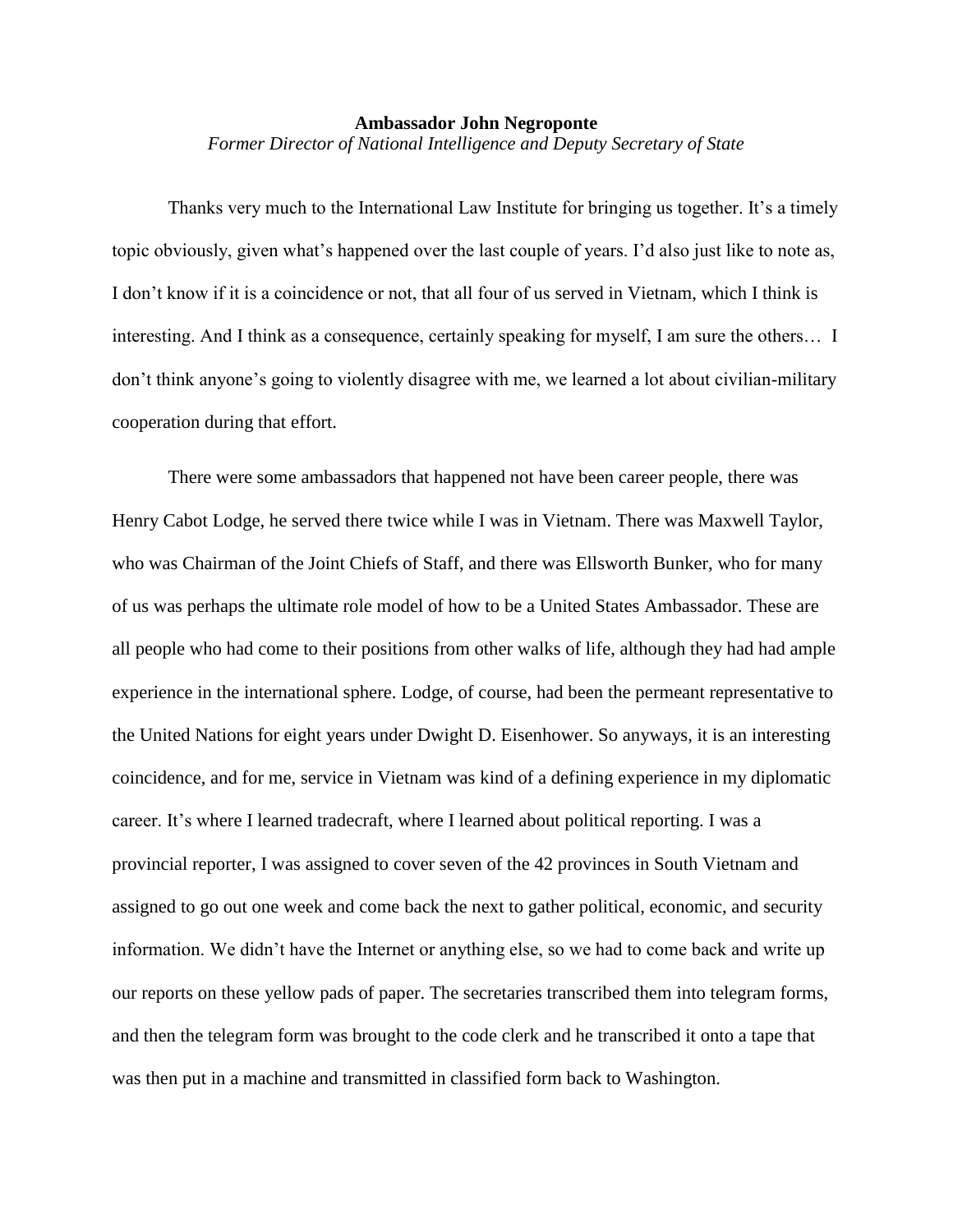**Ambassador John Negroponte**

*Former Director of National Intelligence and Deputy Secretary of State*

Thanks very much to the International Law Institute for bringing us together. It's a timely topic obviously, given what's happened over the last couple of years. I'd also just like to note as, I don't know if it is a coincidence or not, that all four of us served in Vietnam, which I think is interesting. And I think as a consequence, certainly speaking for myself, I am sure the others… I don't think anyone's going to violently disagree with me, we learned a lot about civilian-military cooperation during that effort.

There were some ambassadors that happened not have been career people, there was Henry Cabot Lodge, he served there twice while I was in Vietnam. There was Maxwell Taylor, who was Chairman of the Joint Chiefs of Staff, and there was Ellsworth Bunker, who for many of us was perhaps the ultimate role model of how to be a United States Ambassador. These are all people who had come to their positions from other walks of life, although they had had ample experience in the international sphere. Lodge, of course, had been the permeant representative to the United Nations for eight years under Dwight D. Eisenhower. So anyways, it is an interesting coincidence, and for me, service in Vietnam was kind of a defining experience in my diplomatic career. It's where I learned tradecraft, where I learned about political reporting. I was a provincial reporter, I was assigned to cover seven of the 42 provinces in South Vietnam and assigned to go out one week and come back the next to gather political, economic, and security information. We didn't have the Internet or anything else, so we had to come back and write up our reports on these yellow pads of paper. The secretaries transcribed them into telegram forms, and then the telegram form was brought to the code clerk and he transcribed it onto a tape that was then put in a machine and transmitted in classified form back to Washington.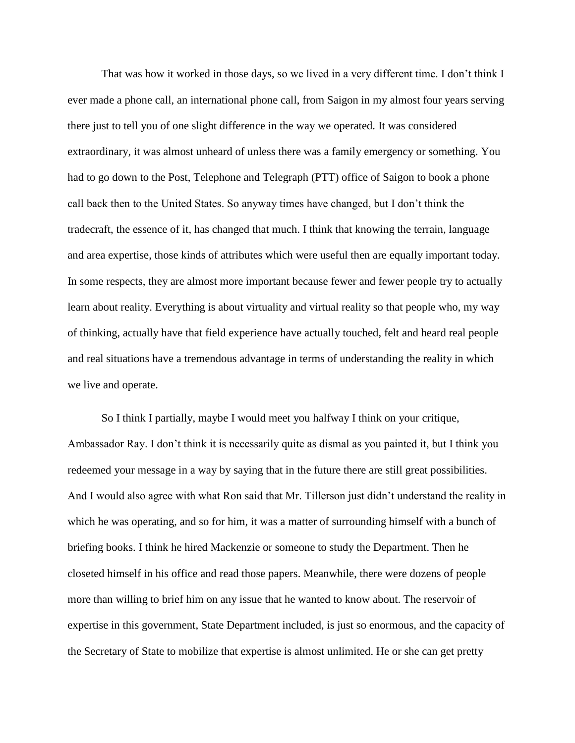That was how it worked in those days, so we lived in a very different time. I don't think I ever made a phone call, an international phone call, from Saigon in my almost four years serving there just to tell you of one slight difference in the way we operated. It was considered extraordinary, it was almost unheard of unless there was a family emergency or something. You had to go down to the Post, Telephone and Telegraph (PTT) office of Saigon to book a phone call back then to the United States. So anyway times have changed, but I don't think the tradecraft, the essence of it, has changed that much. I think that knowing the terrain, language and area expertise, those kinds of attributes which were useful then are equally important today. In some respects, they are almost more important because fewer and fewer people try to actually learn about reality. Everything is about virtuality and virtual reality so that people who, my way of thinking, actually have that field experience have actually touched, felt and heard real people and real situations have a tremendous advantage in terms of understanding the reality in which we live and operate.

So I think I partially, maybe I would meet you halfway I think on your critique, Ambassador Ray. I don't think it is necessarily quite as dismal as you painted it, but I think you redeemed your message in a way by saying that in the future there are still great possibilities. And I would also agree with what Ron said that Mr. Tillerson just didn't understand the reality in which he was operating, and so for him, it was a matter of surrounding himself with a bunch of briefing books. I think he hired Mackenzie or someone to study the Department. Then he closeted himself in his office and read those papers. Meanwhile, there were dozens of people more than willing to brief him on any issue that he wanted to know about. The reservoir of expertise in this government, State Department included, is just so enormous, and the capacity of the Secretary of State to mobilize that expertise is almost unlimited. He or she can get pretty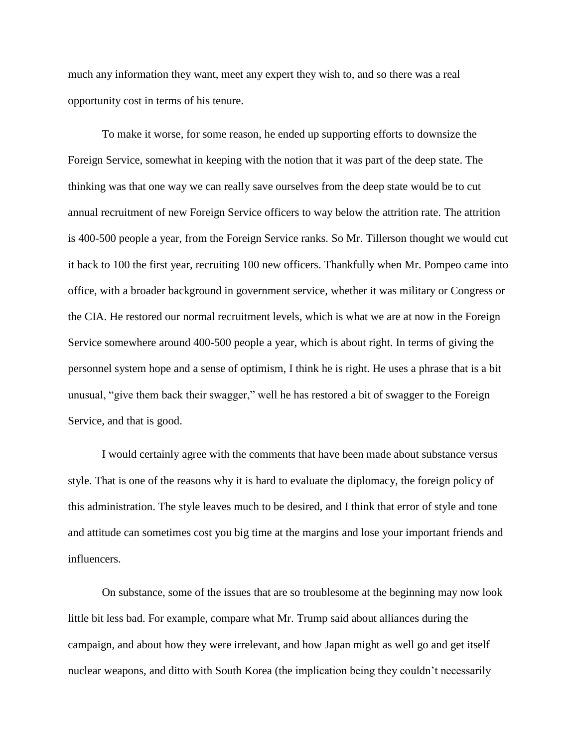much any information they want, meet any expert they wish to, and so there was a real opportunity cost in terms of his tenure.

To make it worse, for some reason, he ended up supporting efforts to downsize the Foreign Service, somewhat in keeping with the notion that it was part of the deep state. The thinking was that one way we can really save ourselves from the deep state would be to cut annual recruitment of new Foreign Service officers to way below the attrition rate. The attrition is 400-500 people a year, from the Foreign Service ranks. So Mr. Tillerson thought we would cut it back to 100 the first year, recruiting 100 new officers. Thankfully when Mr. Pompeo came into office, with a broader background in government service, whether it was military or Congress or the CIA. He restored our normal recruitment levels, which is what we are at now in the Foreign Service somewhere around 400-500 people a year, which is about right. In terms of giving the personnel system hope and a sense of optimism, I think he is right. He uses a phrase that is a bit unusual, "give them back their swagger," well he has restored a bit of swagger to the Foreign Service, and that is good.

I would certainly agree with the comments that have been made about substance versus style. That is one of the reasons why it is hard to evaluate the diplomacy, the foreign policy of this administration. The style leaves much to be desired, and I think that error of style and tone and attitude can sometimes cost you big time at the margins and lose your important friends and influencers.

On substance, some of the issues that are so troublesome at the beginning may now look little bit less bad. For example, compare what Mr. Trump said about alliances during the campaign, and about how they were irrelevant, and how Japan might as well go and get itself nuclear weapons, and ditto with South Korea (the implication being they couldn't necessarily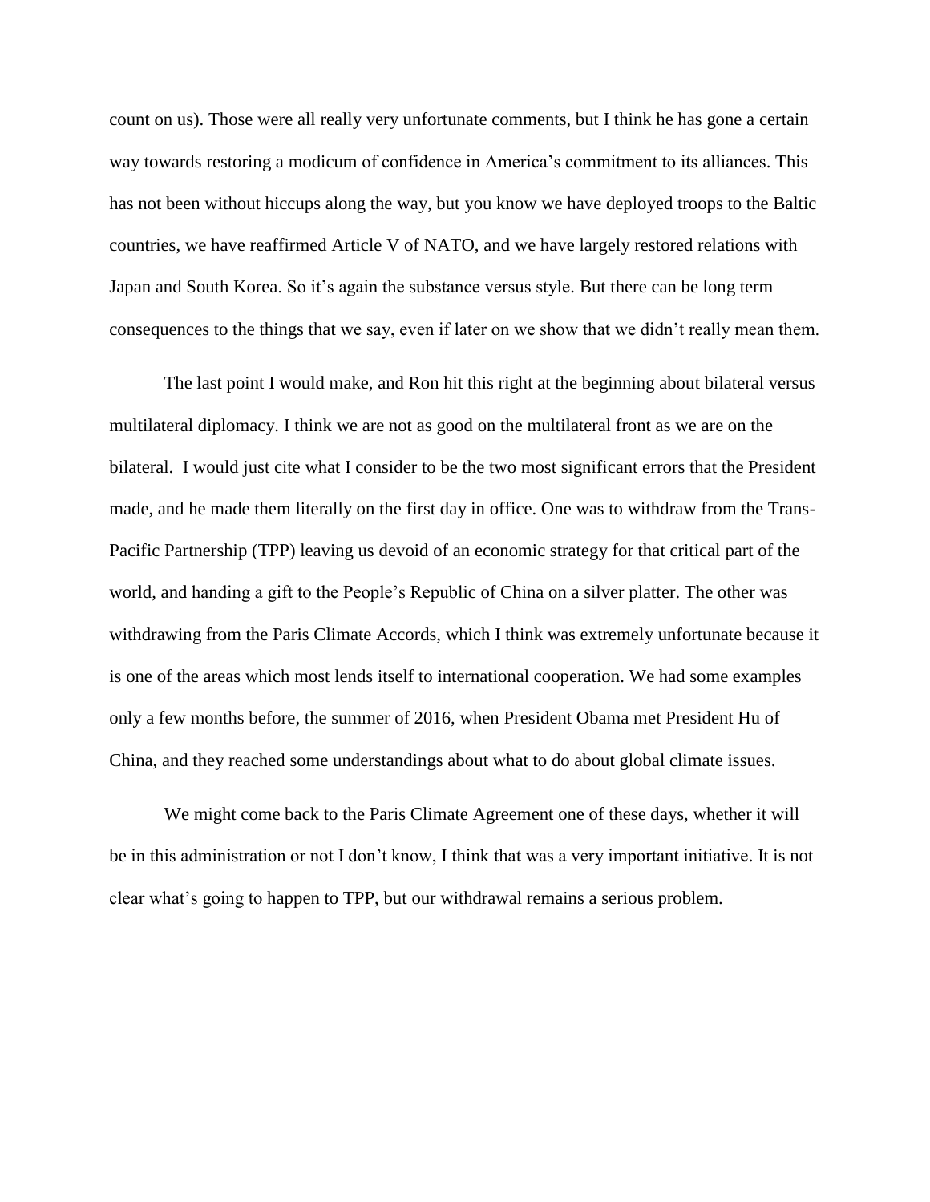count on us). Those were all really very unfortunate comments, but I think he has gone a certain way towards restoring a modicum of confidence in America's commitment to its alliances. This has not been without hiccups along the way, but you know we have deployed troops to the Baltic countries, we have reaffirmed Article V of NATO, and we have largely restored relations with Japan and South Korea. So it's again the substance versus style. But there can be long term consequences to the things that we say, even if later on we show that we didn't really mean them.

The last point I would make, and Ron hit this right at the beginning about bilateral versus multilateral diplomacy. I think we are not as good on the multilateral front as we are on the bilateral. I would just cite what I consider to be the two most significant errors that the President made, and he made them literally on the first day in office. One was to withdraw from the Trans-Pacific Partnership (TPP) leaving us devoid of an economic strategy for that critical part of the world, and handing a gift to the People's Republic of China on a silver platter. The other was withdrawing from the Paris Climate Accords, which I think was extremely unfortunate because it is one of the areas which most lends itself to international cooperation. We had some examples only a few months before, the summer of 2016, when President Obama met President Hu of China, and they reached some understandings about what to do about global climate issues.

We might come back to the Paris Climate Agreement one of these days, whether it will be in this administration or not I don't know, I think that was a very important initiative. It is not clear what's going to happen to TPP, but our withdrawal remains a serious problem.